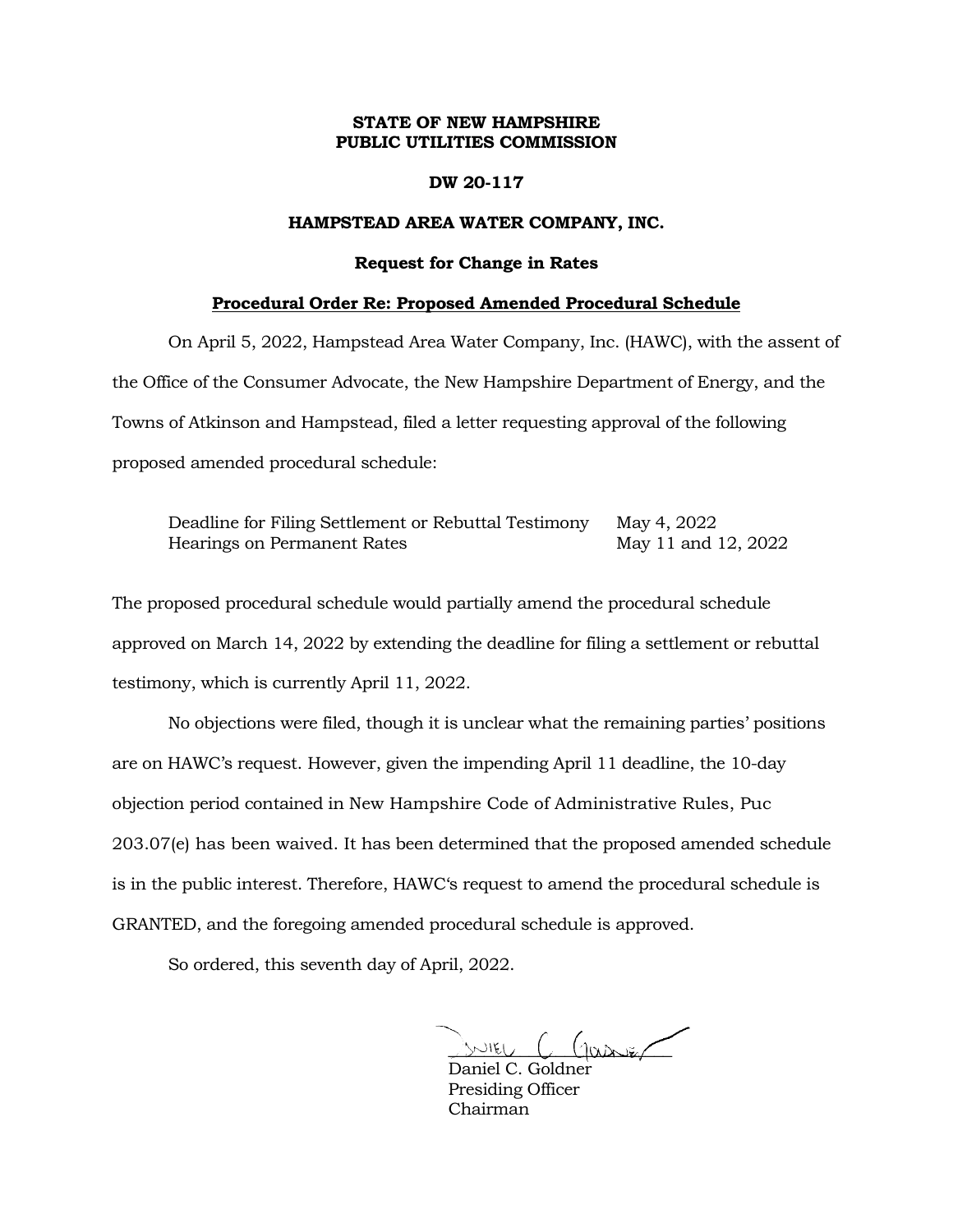**STATE OF NEW HAMPSHIRE**
**PUBLIC UTILITIES COMMISSION**

**DW 20-117**

**HAMPSTEAD AREA WATER COMPANY, INC.**

**Request for Change in Rates**

**Procedural Order Re: Proposed Amended Procedural Schedule**

On April 5, 2022, Hampstead Area Water Company, Inc. (HAWC), with the assent of the Office of the Consumer Advocate, the New Hampshire Department of Energy, and the Towns of Atkinson and Hampstead, filed a letter requesting approval of the following proposed amended procedural schedule:

| | |
|---|---|
| Deadline for Filing Settlement or Rebuttal Testimony | May 4, 2022 |
| Hearings on Permanent Rates | May 11 and 12, 2022 |

The proposed procedural schedule would partially amend the procedural schedule approved on March 14, 2022 by extending the deadline for filing a settlement or rebuttal testimony, which is currently April 11, 2022.

No objections were filed, though it is unclear what the remaining parties' positions are on HAWC's request. However, given the impending April 11 deadline, the 10-day objection period contained in New Hampshire Code of Administrative Rules, Puc 203.07(e) has been waived. It has been determined that the proposed amended schedule is in the public interest. Therefore, HAWC's request to amend the procedural schedule is GRANTED, and the foregoing amended procedural schedule is approved.

So ordered, this seventh day of April, 2022.

Daniel C. Goldner
Presiding Officer
Chairman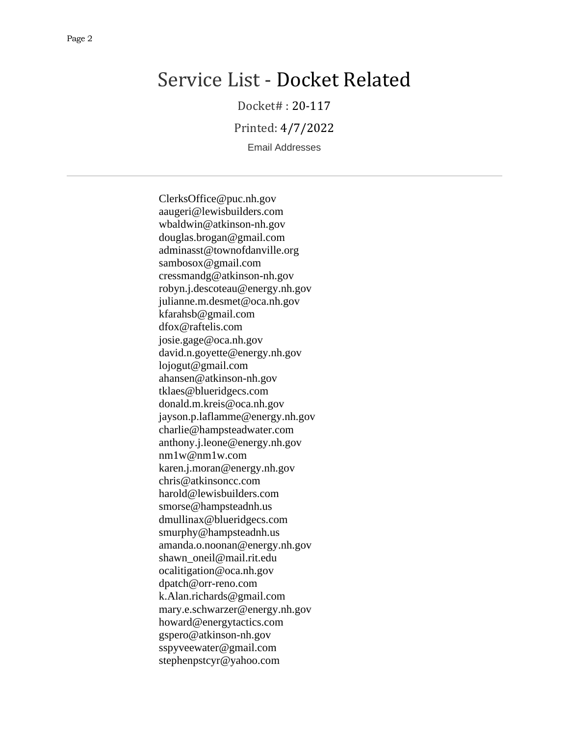# Service List - Docket Related

Docket# : 20-117

Printed: 4/7/2022

Email Addresses

---

ClerksOffice@puc.nh.gov
aaugeri@lewisbuilders.com
wbaldwin@atkinson-nh.gov
douglas.brogan@gmail.com
adminasst@townofdanville.org
sambosox@gmail.com
cressmandg@atkinson-nh.gov
robyn.j.descoteau@energy.nh.gov
julianne.m.desmet@oca.nh.gov
kfarahsb@gmail.com
dfox@raftelis.com
josie.gage@oca.nh.gov
david.n.goyette@energy.nh.gov
lojogut@gmail.com
ahansen@atkinson-nh.gov
tklaes@blueridgecs.com
donald.m.kreis@oca.nh.gov
jayson.p.laflamme@energy.nh.gov
charlie@hampsteadwater.com
anthony.j.leone@energy.nh.gov
nm1w@nm1w.com
karen.j.moran@energy.nh.gov
chris@atkinsoncc.com
harold@lewisbuilders.com
smorse@hampsteadnh.us
dmullinax@blueridgecs.com
smurphy@hampsteadnh.us
amanda.o.noonan@energy.nh.gov
shawn_oneil@mail.rit.edu
ocalitigation@oca.nh.gov
dpatch@orr-reno.com
k.Alan.richards@gmail.com
mary.e.schwarzer@energy.nh.gov
howard@energytactics.com
gspero@atkinson-nh.gov
sspyveewater@gmail.com
stephenpstcyr@yahoo.com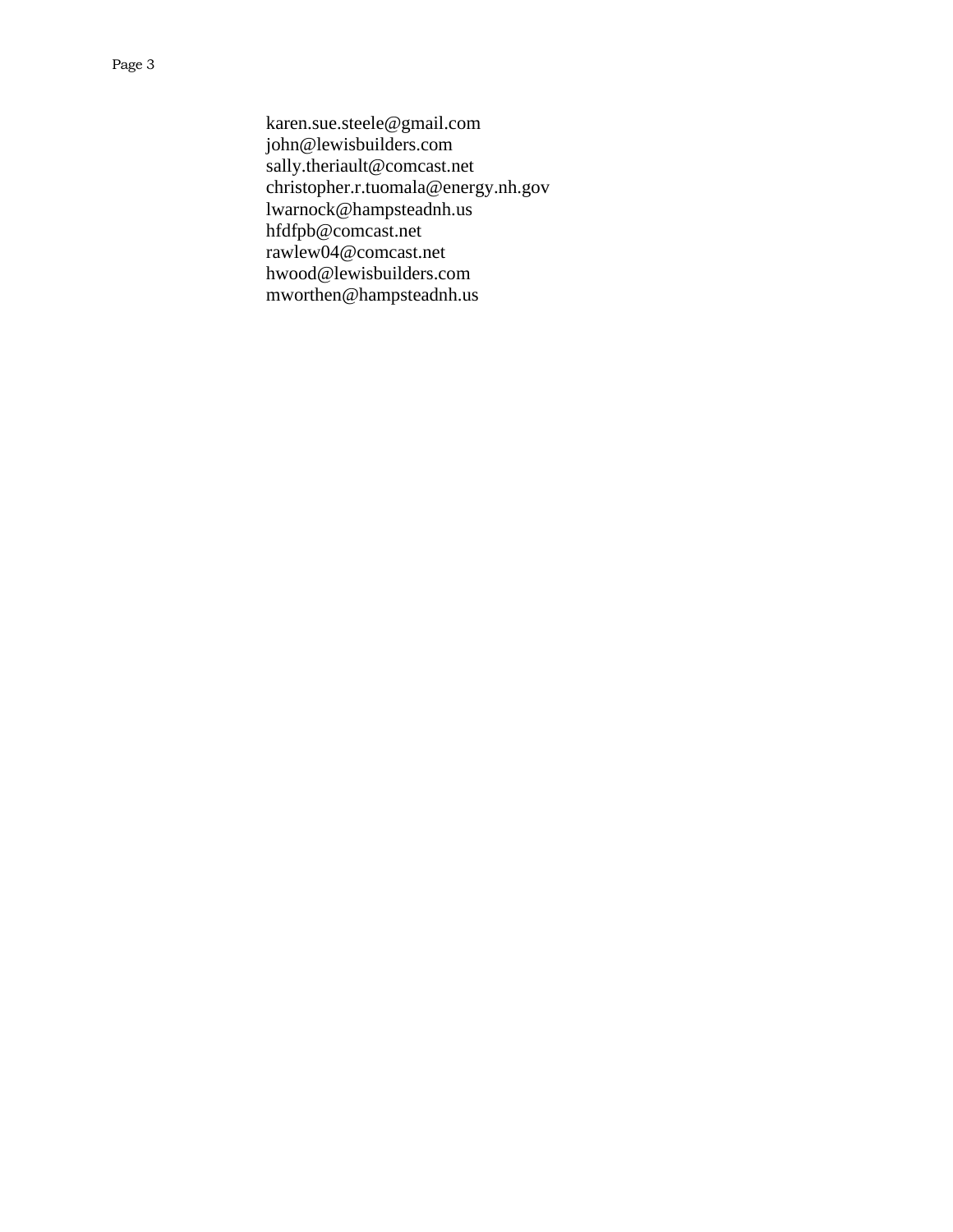karen.sue.steele@gmail.com
john@lewisbuilders.com
sally.theriault@comcast.net
christopher.r.tuomala@energy.nh.gov
lwarnock@hampsteadnh.us
hfdfpb@comcast.net
rawlew04@comcast.net
hwood@lewisbuilders.com
mworthen@hampsteadnh.us